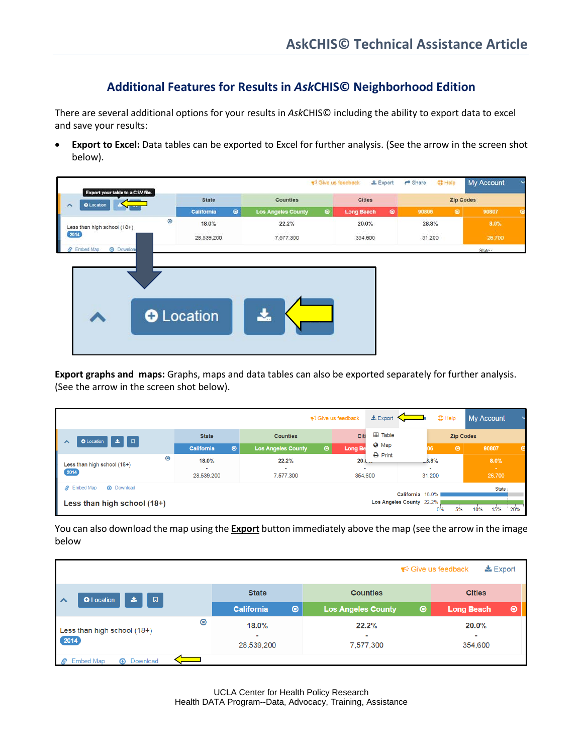# Additional Features for Results in *Ask*CHIS© Neighborhood Edition

There are several additional options for your results in *Ask*CHIS© including the ability to export data to excel and save your results:

- **Export to Excel:** Data tables can be exported to Excel for further analysis. (See the arrow in the screen shot below).

**Export graphs and maps:** Graphs, maps and data tables can also be exported separately for further analysis. (See the arrow in the screen shot below).

You can also download the map using the **Export** button immediately above the map (see the arrow in the image below

UCLA Center for Health Policy Research
Health DATA Program--Data, Advocacy, Training, Assistance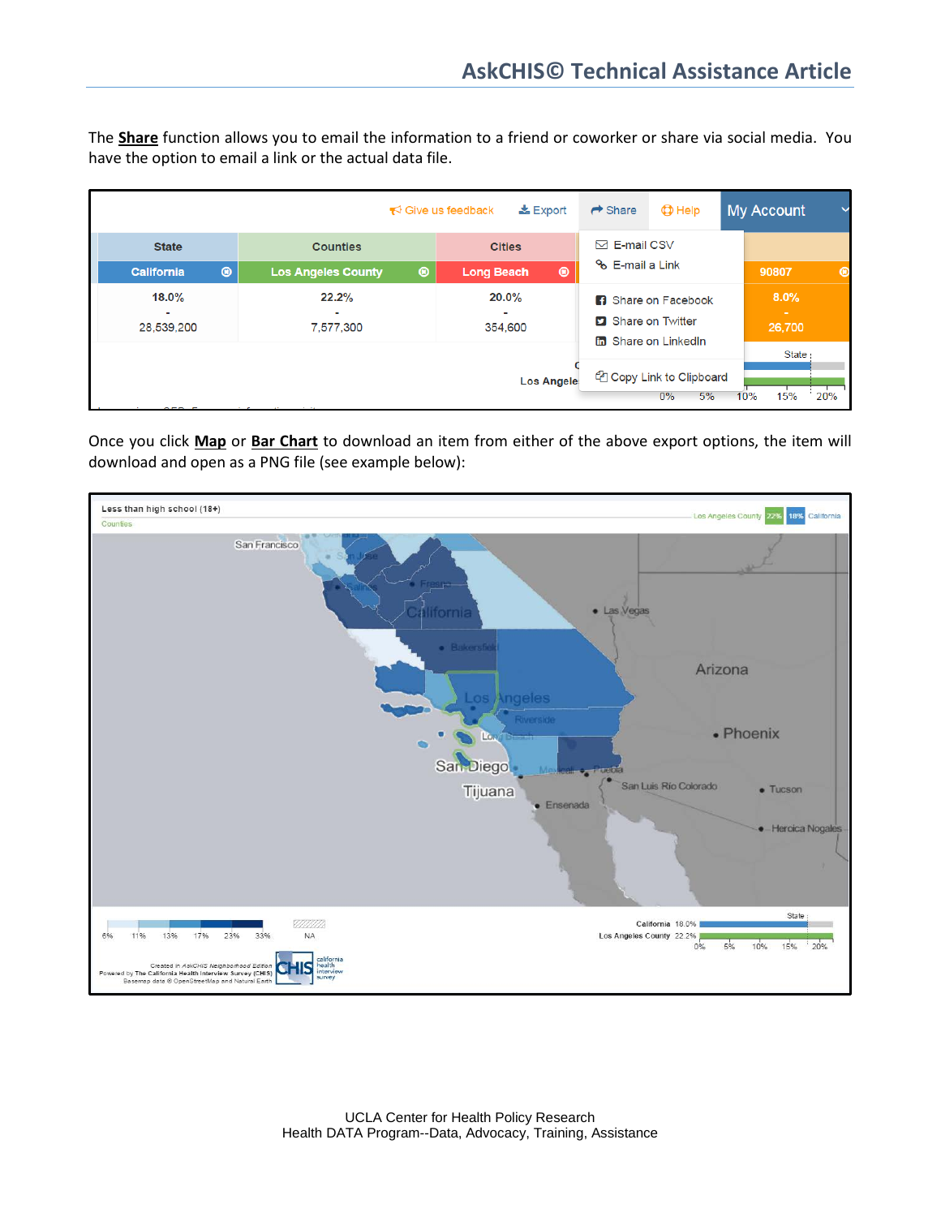The **Share** function allows you to email the information to a friend or coworker or share via social media. You have the option to email a link or the actual data file.

Once you click **Map** or **Bar Chart** to download an item from either of the above export options, the item will download and open as a PNG file (see example below):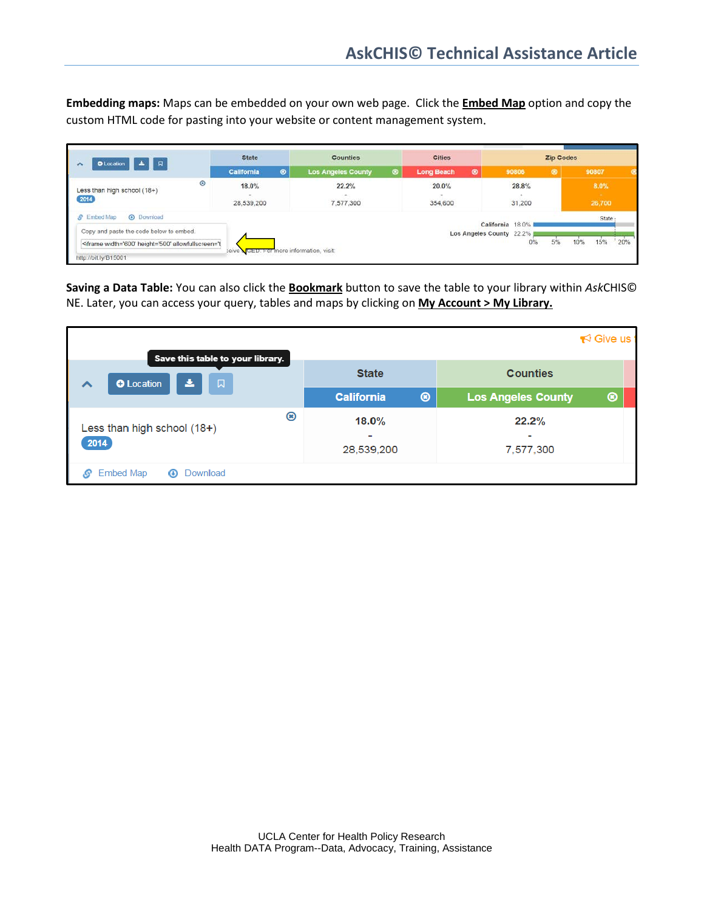**Embedding maps:** Maps can be embedded on your own web page. Click the **Embed Map** option and copy the custom HTML code for pasting into your website or content management system.

**Saving a Data Table:** You can also click the **Bookmark** button to save the table to your library within *Ask*CHIS© NE. Later, you can access your query, tables and maps by clicking on **My Account > My Library.**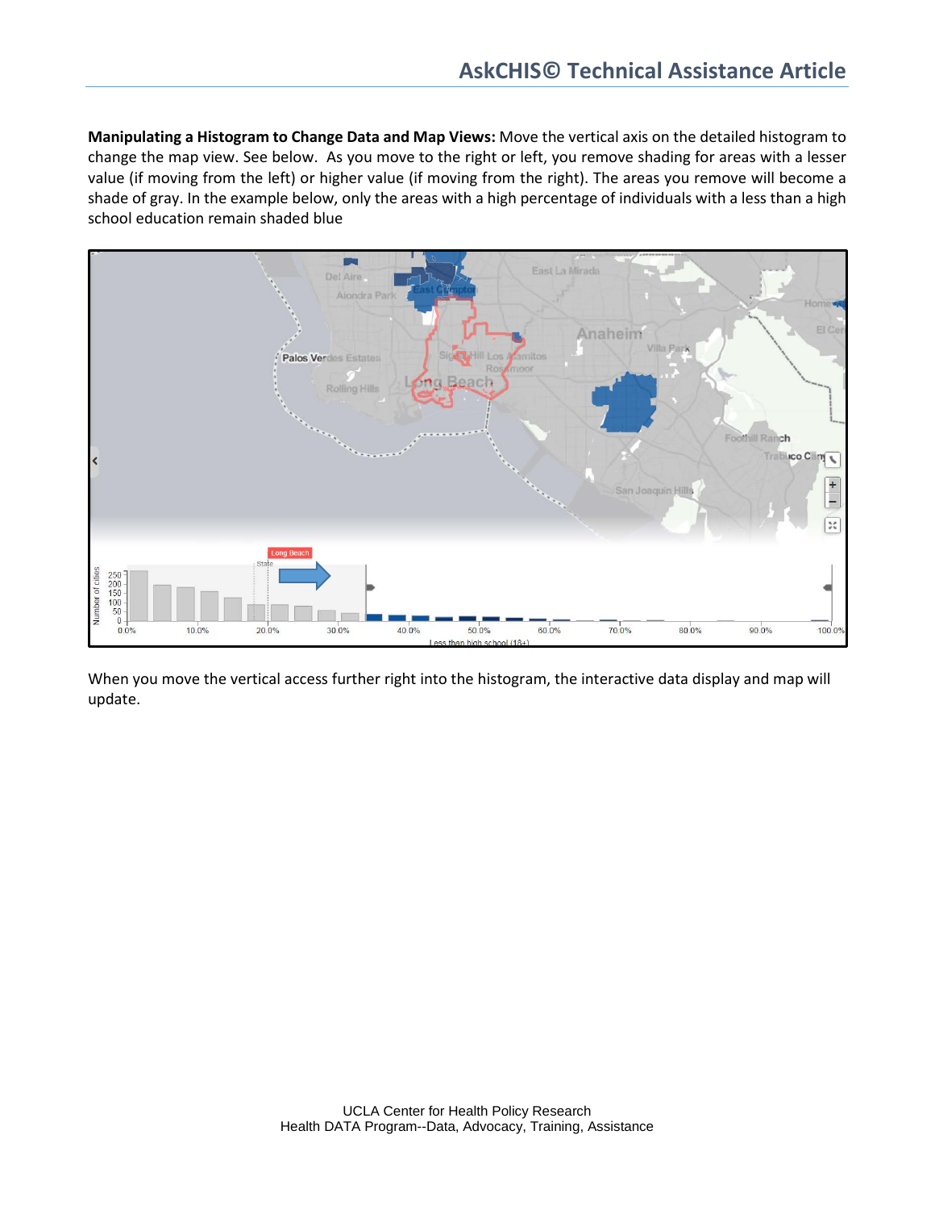**Manipulating a Histogram to Change Data and Map Views:** Move the vertical axis on the detailed histogram to change the map view. See below. As you move to the right or left, you remove shading for areas with a lesser value (if moving from the left) or higher value (if moving from the right). The areas you remove will become a shade of gray. In the example below, only the areas with a high percentage of individuals with a less than a high school education remain shaded blue

Del Aire
Alondra Park
East Compton
East La Mirada
Anaheim
Villa Park
El Cer
Home
Palos Verdes Estates
Rolling Hills
Signal Hill
Los Alamitos
Rossmoor
Long Beach
Foothill Ranch
Trabuco Can
San Joaquin Hills
Long Beach
State
Number of cities
250
200
150
100
50
0
0.0%
10.0%
20.0%
30.0%
40.0%
50.0%
60.0%
70.0%
80.0%
90.0%
100.0%
Less than high school (18+)

When you move the vertical access further right into the histogram, the interactive data display and map will update.